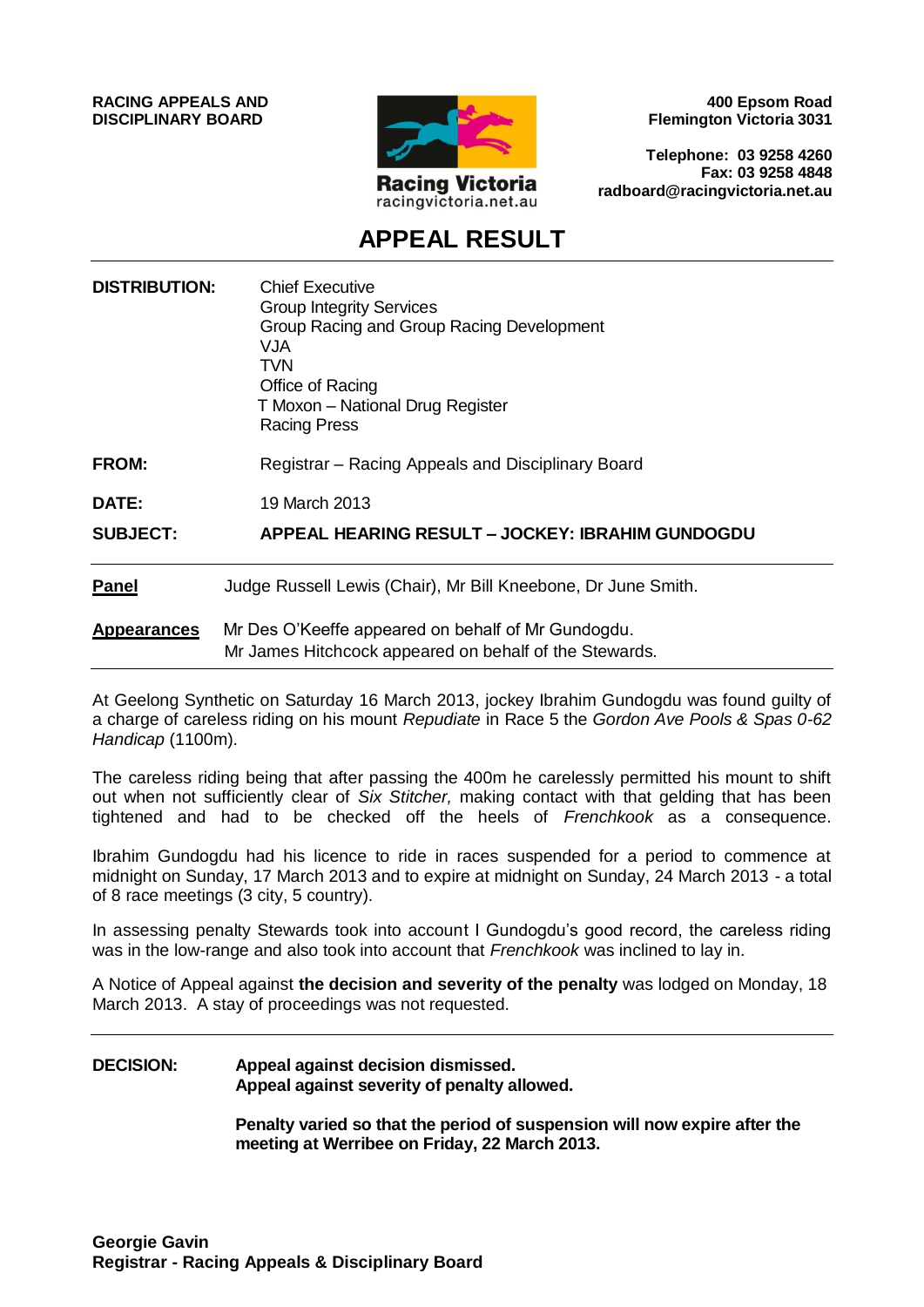**RACING APPEALS AND DISCIPLINARY BOARD**

Racing Victoria
racingvictoria.net.au

**400 Epsom Road**
**Flemington Victoria 3031**

**Telephone: 03 9258 4260**
**Fax: 03 9258 4848**
**radboard@racingvictoria.net.au**

# APPEAL RESULT

| | |
|---|---|
| **DISTRIBUTION:** | Chief Executive<br>Group Integrity Services<br>Group Racing and Group Racing Development<br>VJA<br>TVN<br>Office of Racing<br>T Moxon – National Drug Register<br>Racing Press |
| **FROM:** | Registrar – Racing Appeals and Disciplinary Board |
| **DATE:** | 19 March 2013 |
| **SUBJECT:** | **APPEAL HEARING RESULT – JOCKEY: IBRAHIM GUNDOGDU** |

**Panel** Judge Russell Lewis (Chair), Mr Bill Kneebone, Dr June Smith.

**Appearances** Mr Des O'Keeffe appeared on behalf of Mr Gundogdu.
Mr James Hitchcock appeared on behalf of the Stewards.

At Geelong Synthetic on Saturday 16 March 2013, jockey Ibrahim Gundogdu was found guilty of a charge of careless riding on his mount *Repudiate* in Race 5 the *Gordon Ave Pools & Spas 0-62 Handicap* (1100m).

The careless riding being that after passing the 400m he carelessly permitted his mount to shift out when not sufficiently clear of *Six Stitcher,* making contact with that gelding that has been tightened and had to be checked off the heels of *Frenchkook* as a consequence.

Ibrahim Gundogdu had his licence to ride in races suspended for a period to commence at midnight on Sunday, 17 March 2013 and to expire at midnight on Sunday, 24 March 2013 - a total of 8 race meetings (3 city, 5 country).

In assessing penalty Stewards took into account I Gundogdu's good record, the careless riding was in the low-range and also took into account that *Frenchkook* was inclined to lay in.

A Notice of Appeal against **the decision and severity of the penalty** was lodged on Monday, 18 March 2013. A stay of proceedings was not requested.

**DECISION:** **Appeal against decision dismissed.**
**Appeal against severity of penalty allowed.**

**Penalty varied so that the period of suspension will now expire after the meeting at Werribee on Friday, 22 March 2013.**

**Georgie Gavin**
**Registrar - Racing Appeals & Disciplinary Board**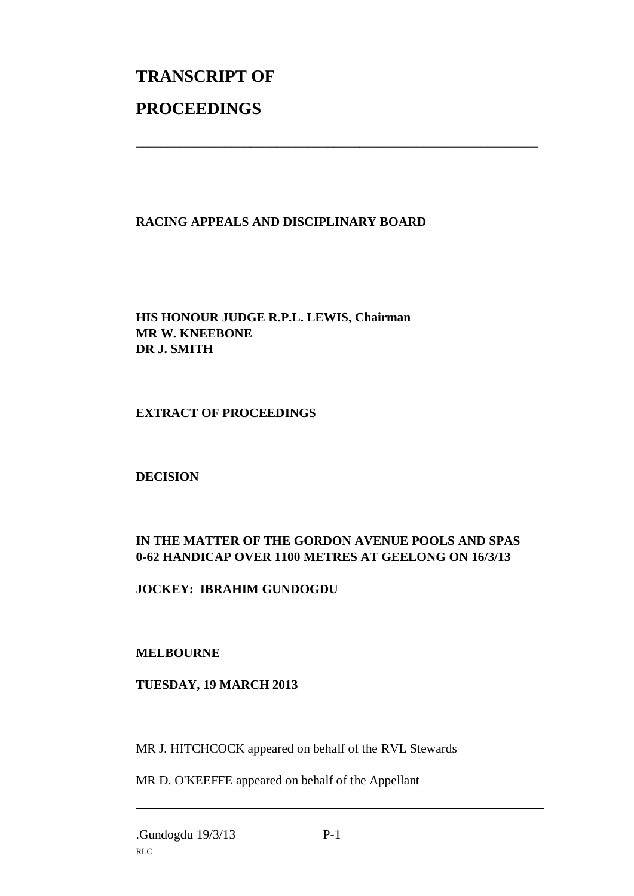# TRANSCRIPT OF

# PROCEEDINGS

---

**RACING APPEALS AND DISCIPLINARY BOARD**

**HIS HONOUR JUDGE R.P.L. LEWIS, Chairman**
**MR W. KNEEBONE**
**DR J. SMITH**

**EXTRACT OF PROCEEDINGS**

**DECISION**

**IN THE MATTER OF THE GORDON AVENUE POOLS AND SPAS 0-62 HANDICAP OVER 1100 METRES AT GEELONG ON 16/3/13**

**JOCKEY: IBRAHIM GUNDOGDU**

**MELBOURNE**

**TUESDAY, 19 MARCH 2013**

MR J. HITCHCOCK appeared on behalf of the RVL Stewards

MR D. O'KEEFFE appeared on behalf of the Appellant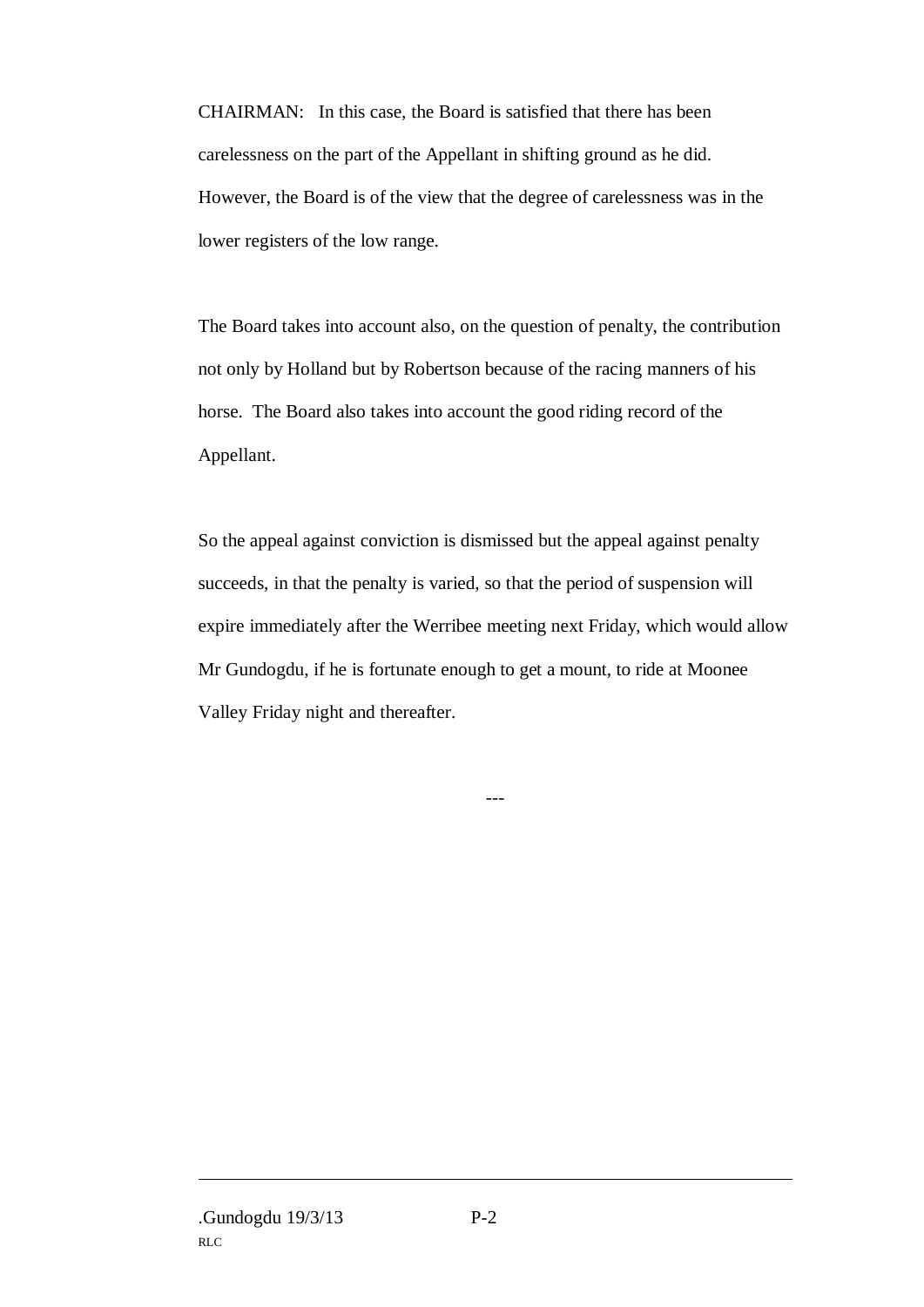CHAIRMAN: In this case, the Board is satisfied that there has been carelessness on the part of the Appellant in shifting ground as he did. However, the Board is of the view that the degree of carelessness was in the lower registers of the low range.

The Board takes into account also, on the question of penalty, the contribution not only by Holland but by Robertson because of the racing manners of his horse. The Board also takes into account the good riding record of the Appellant.

So the appeal against conviction is dismissed but the appeal against penalty succeeds, in that the penalty is varied, so that the period of suspension will expire immediately after the Werribee meeting next Friday, which would allow Mr Gundogdu, if he is fortunate enough to get a mount, to ride at Moonee Valley Friday night and thereafter.

---